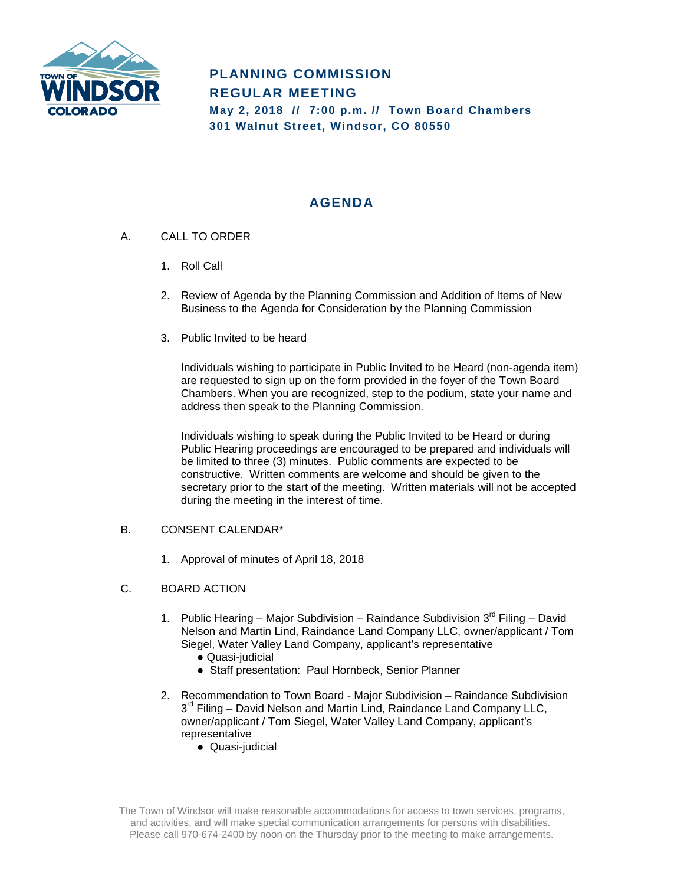# PLANNING COMMISSION REGULAR MEETING

**May 2, 2018 // 7:00 p.m. // Town Board Chambers**
**301 Walnut Street, Windsor, CO 80550**

## AGENDA

A. CALL TO ORDER

1. Roll Call

2. Review of Agenda by the Planning Commission and Addition of Items of New Business to the Agenda for Consideration by the Planning Commission

3. Public Invited to be heard

   Individuals wishing to participate in Public Invited to be Heard (non-agenda item) are requested to sign up on the form provided in the foyer of the Town Board Chambers. When you are recognized, step to the podium, state your name and address then speak to the Planning Commission.

   Individuals wishing to speak during the Public Invited to be Heard or during Public Hearing proceedings are encouraged to be prepared and individuals will be limited to three (3) minutes. Public comments are expected to be constructive. Written comments are welcome and should be given to the secretary prior to the start of the meeting. Written materials will not be accepted during the meeting in the interest of time.

B. CONSENT CALENDAR*

1. Approval of minutes of April 18, 2018

C. BOARD ACTION

1. Public Hearing – Major Subdivision – Raindance Subdivision 3rd Filing – David Nelson and Martin Lind, Raindance Land Company LLC, owner/applicant / Tom Siegel, Water Valley Land Company, applicant's representative
   - Quasi-judicial
   - Staff presentation: Paul Hornbeck, Senior Planner

2. Recommendation to Town Board - Major Subdivision – Raindance Subdivision 3rd Filing – David Nelson and Martin Lind, Raindance Land Company LLC, owner/applicant / Tom Siegel, Water Valley Land Company, applicant's representative
   - Quasi-judicial

The Town of Windsor will make reasonable accommodations for access to town services, programs, and activities, and will make special communication arrangements for persons with disabilities. Please call 970-674-2400 by noon on the Thursday prior to the meeting to make arrangements.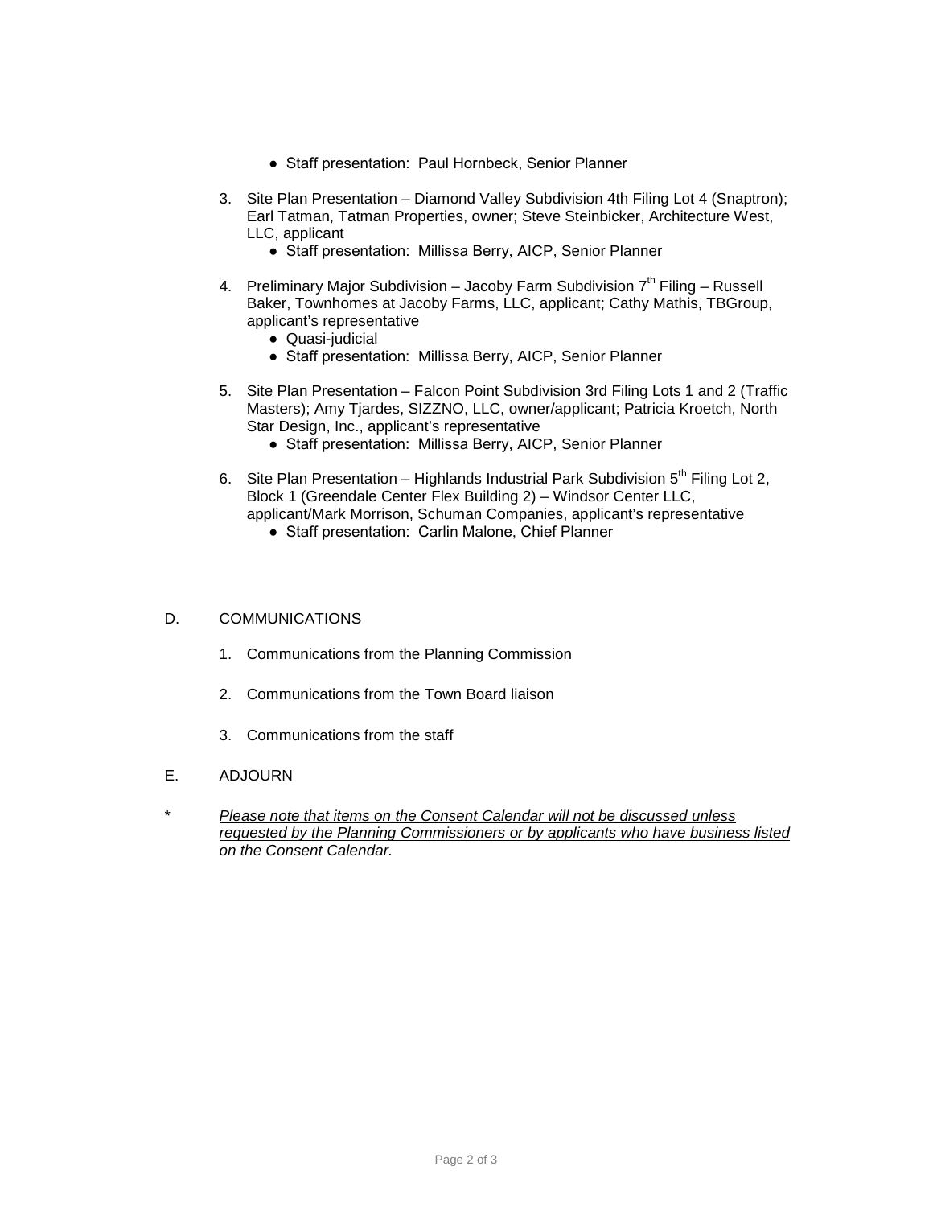- Staff presentation: Paul Hornbeck, Senior Planner

3. Site Plan Presentation – Diamond Valley Subdivision 4th Filing Lot 4 (Snaptron); Earl Tatman, Tatman Properties, owner; Steve Steinbicker, Architecture West, LLC, applicant
   - Staff presentation: Millissa Berry, AICP, Senior Planner

4. Preliminary Major Subdivision – Jacoby Farm Subdivision 7th Filing – Russell Baker, Townhomes at Jacoby Farms, LLC, applicant; Cathy Mathis, TBGroup, applicant's representative
   - Quasi-judicial
   - Staff presentation: Millissa Berry, AICP, Senior Planner

5. Site Plan Presentation – Falcon Point Subdivision 3rd Filing Lots 1 and 2 (Traffic Masters); Amy Tjardes, SIZZNO, LLC, owner/applicant; Patricia Kroetch, North Star Design, Inc., applicant's representative
   - Staff presentation: Millissa Berry, AICP, Senior Planner

6. Site Plan Presentation – Highlands Industrial Park Subdivision 5th Filing Lot 2, Block 1 (Greendale Center Flex Building 2) – Windsor Center LLC, applicant/Mark Morrison, Schuman Companies, applicant's representative
   - Staff presentation: Carlin Malone, Chief Planner

D. COMMUNICATIONS

1. Communications from the Planning Commission
2. Communications from the Town Board liaison
3. Communications from the staff

E. ADJOURN

\* *<u>Please note that items on the Consent Calendar will not be discussed unless requested by the Planning Commissioners or by applicants who have business listed</u> on the Consent Calendar.*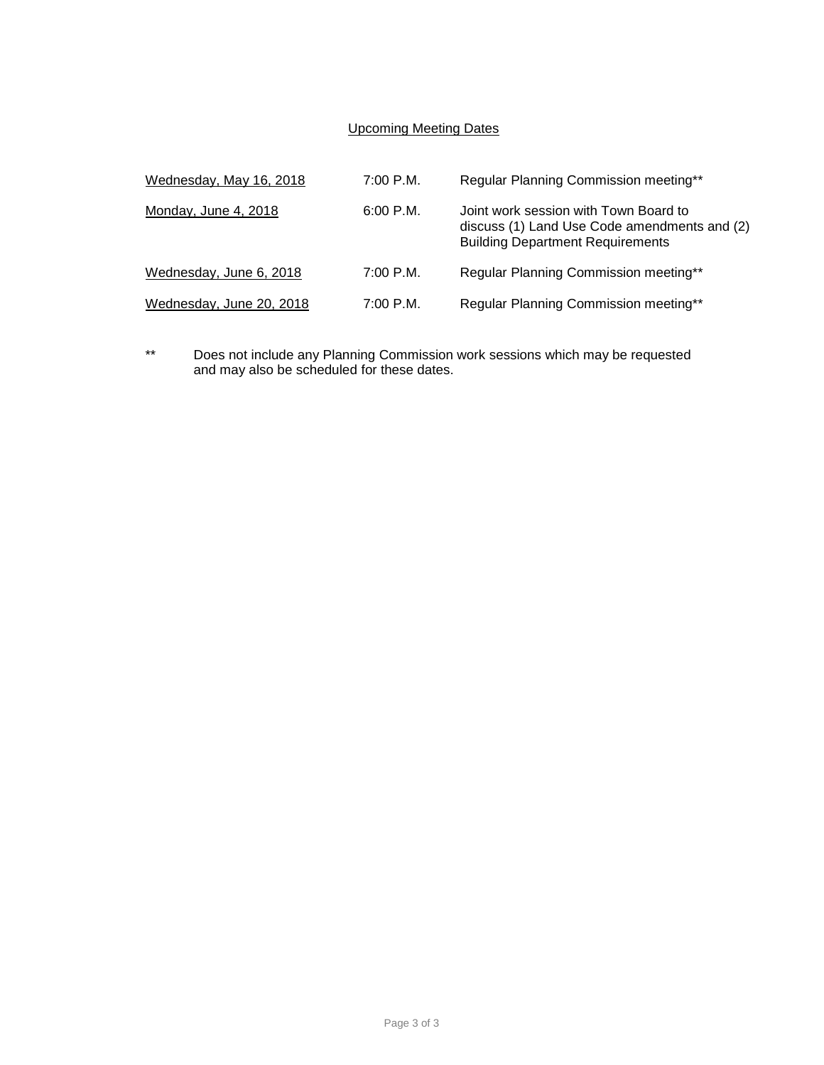## Upcoming Meeting Dates

| | | |
|---|---|---|
| Wednesday, May 16, 2018 | 7:00 P.M. | Regular Planning Commission meeting** |
| Monday, June 4, 2018 | 6:00 P.M. | Joint work session with Town Board to discuss (1) Land Use Code amendments and (2) Building Department Requirements |
| Wednesday, June 6, 2018 | 7:00 P.M. | Regular Planning Commission meeting** |
| Wednesday, June 20, 2018 | 7:00 P.M. | Regular Planning Commission meeting** |

** Does not include any Planning Commission work sessions which may be requested and may also be scheduled for these dates.